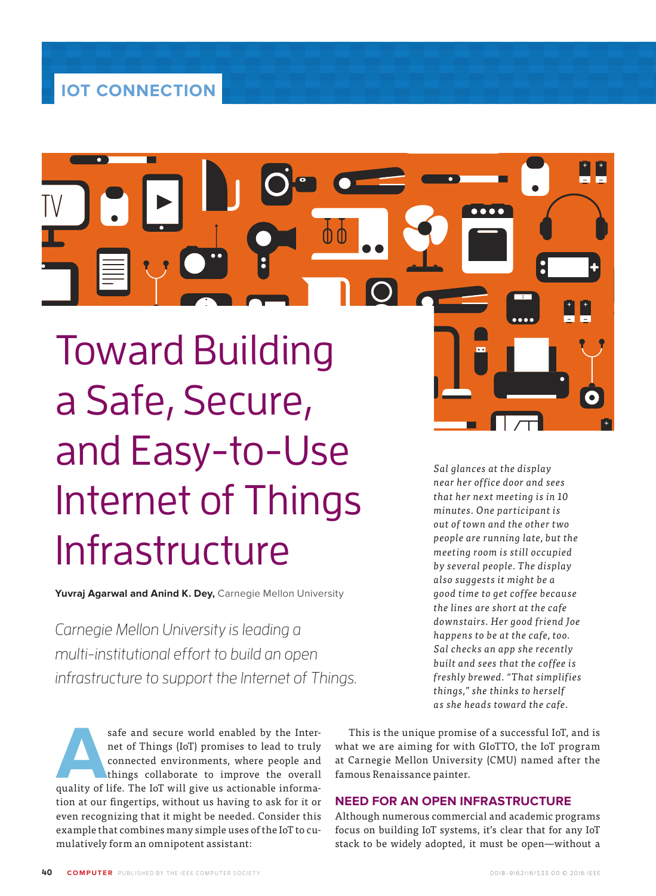IOT CONNECTION

# Toward Building a Safe, Secure, and Easy-to-Use Internet of Things Infrastructure

**Yuvraj Agarwal and Anind K. Dey,** Carnegie Mellon University

*Carnegie Mellon University is leading a multi-institutional effort to build an open infrastructure to support the Internet of Things.*

A safe and secure world enabled by the Internet of Things (IoT) promises to lead to truly connected environments, where people and things collaborate to improve the overall quality of life. The IoT will give us actionable information at our fingertips, without us having to ask for it or even recognizing that it might be needed. Consider this example that combines many simple uses of the IoT to cumulatively form an omnipotent assistant:

*Sal glances at the display near her office door and sees that her next meeting is in 10 minutes. One participant is out of town and the other two people are running late, but the meeting room is still occupied by several people. The display also suggests it might be a good time to get coffee because the lines are short at the cafe downstairs. Her good friend Joe happens to be at the cafe, too. Sal checks an app she recently built and sees that the coffee is freshly brewed. "That simplifies things," she thinks to herself as she heads toward the cafe.*

This is the unique promise of a successful IoT, and is what we are aiming for with GIoTTO, the IoT program at Carnegie Mellon University (CMU) named after the famous Renaissance painter.

## NEED FOR AN OPEN INFRASTRUCTURE

Although numerous commercial and academic programs focus on building IoT systems, it's clear that for any IoT stack to be widely adopted, it must be open—without a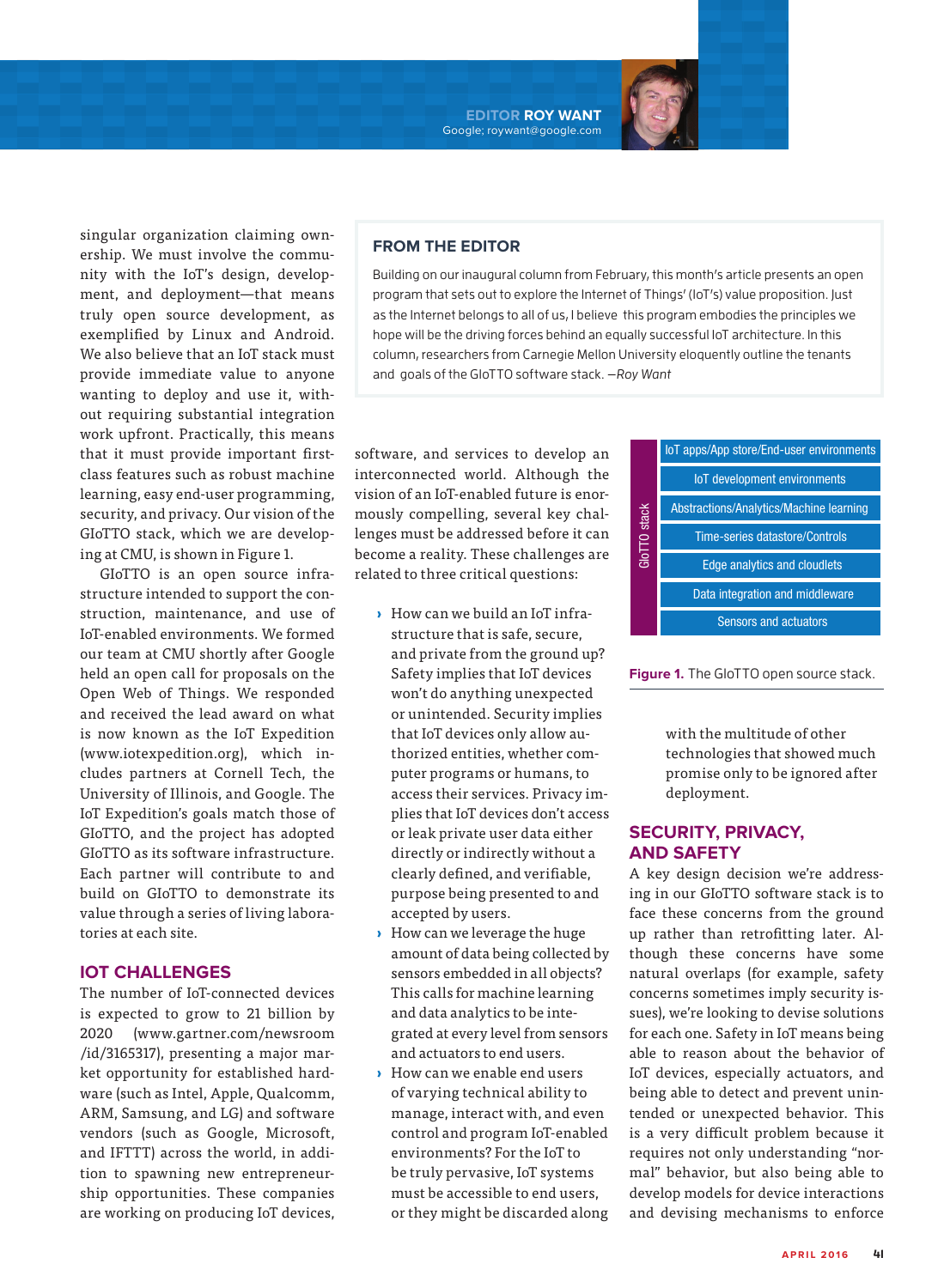singular organization claiming ownership. We must involve the community with the IoT's design, development, and deployment—that means truly open source development, as exemplified by Linux and Android. We also believe that an IoT stack must provide immediate value to anyone wanting to deploy and use it, without requiring substantial integration work upfront. Practically, this means that it must provide important first-class features such as robust machine learning, easy end-user programming, security, and privacy. Our vision of the GIoTTO stack, which we are developing at CMU, is shown in Figure 1.

GIoTTO is an open source infrastructure intended to support the construction, maintenance, and use of IoT-enabled environments. We formed our team at CMU shortly after Google held an open call for proposals on the Open Web of Things. We responded and received the lead award on what is now known as the IoT Expedition (www.iotexpedition.org), which includes partners at Cornell Tech, the University of Illinois, and Google. The IoT Expedition's goals match those of GIoTTO, and the project has adopted GIoTTO as its software infrastructure. Each partner will contribute to and build on GIoTTO to demonstrate its value through a series of living laboratories at each site.

## FROM THE EDITOR

Building on our inaugural column from February, this month's article presents an open program that sets out to explore the Internet of Things' (IoT's) value proposition. Just as the Internet belongs to all of us, I believe this program embodies the principles we hope will be the driving forces behind an equally successful IoT architecture. In this column, researchers from Carnegie Mellon University eloquently outline the tenants and goals of the GIoTTO software stack. *—Roy Want*

## IOT CHALLENGES

The number of IoT-connected devices is expected to grow to 21 billion by 2020 (www.gartner.com/newsroom/id/3165317), presenting a major market opportunity for established hardware (such as Intel, Apple, Qualcomm, ARM, Samsung, and LG) and software vendors (such as Google, Microsoft, and IFTTT) across the world, in addition to spawning new entrepreneurship opportunities. These companies are working on producing IoT devices, software, and services to develop an interconnected world. Although the vision of an IoT-enabled future is enormously compelling, several key challenges must be addressed before it can become a reality. These challenges are related to three critical questions:

- How can we build an IoT infrastructure that is safe, secure, and private from the ground up? Safety implies that IoT devices won't do anything unexpected or unintended. Security implies that IoT devices only allow authorized entities, whether computer programs or humans, to access their services. Privacy implies that IoT devices don't access or leak private user data either directly or indirectly without a clearly defined, and verifiable, purpose being presented to and accepted by users.
- How can we leverage the huge amount of data being collected by sensors embedded in all objects? This calls for machine learning and data analytics to be integrated at every level from sensors and actuators to end users.
- How can we enable end users of varying technical ability to manage, interact with, and even control and program IoT-enabled environments? For the IoT to be truly pervasive, IoT systems must be accessible to end users, or they might be discarded along with the multitude of other technologies that showed much promise only to be ignored after deployment.

| GIoTTO stack |
| --- |
| IoT apps/App store/End-user environments |
| IoT development environments |
| Abstractions/Analytics/Machine learning |
| Time-series datastore/Controls |
| Edge analytics and cloudlets |
| Data integration and middleware |
| Sensors and actuators |

**Figure 1.** The GIoTTO open source stack.

## SECURITY, PRIVACY, AND SAFETY

A key design decision we're addressing in our GIoTTO software stack is to face these concerns from the ground up rather than retrofitting later. Although these concerns have some natural overlaps (for example, safety concerns sometimes imply security issues), we're looking to devise solutions for each one. Safety in IoT means being able to reason about the behavior of IoT devices, especially actuators, and being able to detect and prevent unintended or unexpected behavior. This is a very difficult problem because it requires not only understanding "normal" behavior, but also being able to develop models for device interactions and devising mechanisms to enforce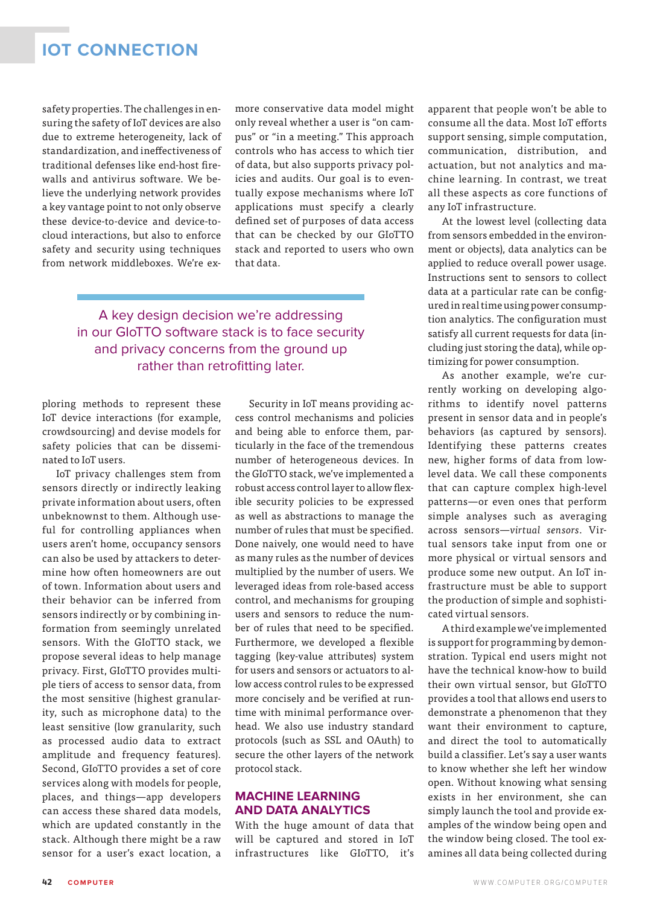safety properties. The challenges in ensuring the safety of IoT devices are also due to extreme heterogeneity, lack of standardization, and ineffectiveness of traditional defenses like end-host firewalls and antivirus software. We believe the underlying network provides a key vantage point to not only observe these device-to-device and device-to-cloud interactions, but also to enforce safety and security using techniques from network middleboxes. We're exploring methods to represent these IoT device interactions (for example, crowdsourcing) and devise models for safety policies that can be disseminated to IoT users.

IoT privacy challenges stem from sensors directly or indirectly leaking private information about users, often unbeknownst to them. Although useful for controlling appliances when users aren't home, occupancy sensors can also be used by attackers to determine how often homeowners are out of town. Information about users and their behavior can be inferred from sensors indirectly or by combining information from seemingly unrelated sensors. With the GIoTTO stack, we propose several ideas to help manage privacy. First, GIoTTO provides multiple tiers of access to sensor data, from the most sensitive (highest granularity, such as microphone data) to the least sensitive (low granularity, such as processed audio data to extract amplitude and frequency features). Second, GIoTTO provides a set of core services along with models for people, places, and things—app developers can access these shared data models, which are updated constantly in the stack. Although there might be a raw sensor for a user's exact location, a more conservative data model might only reveal whether a user is "on campus" or "in a meeting." This approach controls who has access to which tier of data, but also supports privacy policies and audits. Our goal is to eventually expose mechanisms where IoT applications must specify a clearly defined set of purposes of data access that can be checked by our GIoTTO stack and reported to users who own that data.

> A key design decision we're addressing in our GIoTTO software stack is to face security and privacy concerns from the ground up rather than retrofitting later.

Security in IoT means providing access control mechanisms and policies and being able to enforce them, particularly in the face of the tremendous number of heterogeneous devices. In the GIoTTO stack, we've implemented a robust access control layer to allow flexible security policies to be expressed as well as abstractions to manage the number of rules that must be specified. Done naively, one would need to have as many rules as the number of devices multiplied by the number of users. We leveraged ideas from role-based access control, and mechanisms for grouping users and sensors to reduce the number of rules that need to be specified. Furthermore, we developed a flexible tagging (key-value attributes) system for users and sensors or actuators to allow access control rules to be expressed more concisely and be verified at runtime with minimal performance overhead. We also use industry standard protocols (such as SSL and OAuth) to secure the other layers of the network protocol stack.

## MACHINE LEARNING AND DATA ANALYTICS

With the huge amount of data that will be captured and stored in IoT infrastructures like GIoTTO, it's apparent that people won't be able to consume all the data. Most IoT efforts support sensing, simple computation, communication, distribution, and actuation, but not analytics and machine learning. In contrast, we treat all these aspects as core functions of any IoT infrastructure.

At the lowest level (collecting data from sensors embedded in the environment or objects), data analytics can be applied to reduce overall power usage. Instructions sent to sensors to collect data at a particular rate can be configured in real time using power consumption analytics. The configuration must satisfy all current requests for data (including just storing the data), while optimizing for power consumption.

As another example, we're currently working on developing algorithms to identify novel patterns present in sensor data and in people's behaviors (as captured by sensors). Identifying these patterns creates new, higher forms of data from low-level data. We call these components that can capture complex high-level patterns—or even ones that perform simple analyses such as averaging across sensors—*virtual sensors*. Virtual sensors take input from one or more physical or virtual sensors and produce some new output. An IoT infrastructure must be able to support the production of simple and sophisticated virtual sensors.

A third example we've implemented is support for programming by demonstration. Typical end users might not have the technical know-how to build their own virtual sensor, but GIoTTO provides a tool that allows end users to demonstrate a phenomenon that they want their environment to capture, and direct the tool to automatically build a classifier. Let's say a user wants to know whether she left her window open. Without knowing what sensing exists in her environment, she can simply launch the tool and provide examples of the window being open and the window being closed. The tool examines all data being collected during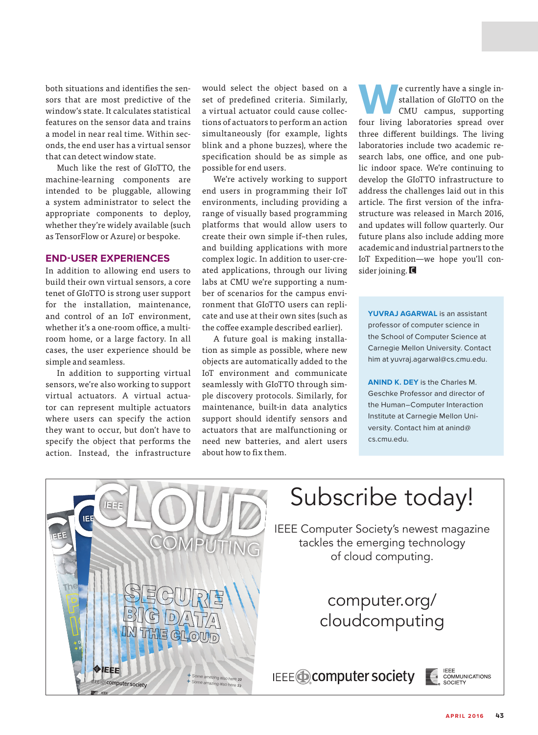both situations and identifies the sensors that are most predictive of the window's state. It calculates statistical features on the sensor data and trains a model in near real time. Within seconds, the end user has a virtual sensor that can detect window state.

Much like the rest of GIoTTO, the machine-learning components are intended to be pluggable, allowing a system administrator to select the appropriate components to deploy, whether they're widely available (such as TensorFlow or Azure) or bespoke.

## END-USER EXPERIENCES

In addition to allowing end users to build their own virtual sensors, a core tenet of GIoTTO is strong user support for the installation, maintenance, and control of an IoT environment, whether it's a one-room office, a multiroom home, or a large factory. In all cases, the user experience should be simple and seamless.

In addition to supporting virtual sensors, we're also working to support virtual actuators. A virtual actuator can represent multiple actuators where users can specify the action they want to occur, but don't have to specify the object that performs the action. Instead, the infrastructure would select the object based on a set of predefined criteria. Similarly, a virtual actuator could cause collections of actuators to perform an action simultaneously (for example, lights blink and a phone buzzes), where the specification should be as simple as possible for end users.

We're actively working to support end users in programming their IoT environments, including providing a range of visually based programming platforms that would allow users to create their own simple if–then rules, and building applications with more complex logic. In addition to user-created applications, through our living labs at CMU we're supporting a number of scenarios for the campus environment that GIoTTO users can replicate and use at their own sites (such as the coffee example described earlier).

A future goal is making installation as simple as possible, where new objects are automatically added to the IoT environment and communicate seamlessly with GIoTTO through simple discovery protocols. Similarly, for maintenance, built-in data analytics support should identify sensors and actuators that are malfunctioning or need new batteries, and alert users about how to fix them.

We currently have a single installation of GIoTTO on the CMU campus, supporting four living laboratories spread over three different buildings. The living laboratories include two academic research labs, one office, and one public indoor space. We're continuing to develop the GIoTTO infrastructure to address the challenges laid out in this article. The first version of the infrastructure was released in March 2016, and updates will follow quarterly. Our future plans also include adding more academic and industrial partners to the IoT Expedition—we hope you'll consider joining.

**YUVRAJ AGARWAL** is an assistant professor of computer science in the School of Computer Science at Carnegie Mellon University. Contact him at yuvraj.agarwal@cs.cmu.edu.

**ANIND K. DEY** is the Charles M. Geschke Professor and director of the Human–Computer Interaction Institute at Carnegie Mellon University. Contact him at anind@cs.cmu.edu.

Subscribe today!

IEEE Computer Society's newest magazine tackles the emerging technology of cloud computing.

computer.org/cloudcomputing

IEEE computer society — IEEE COMMUNICATIONS SOCIETY